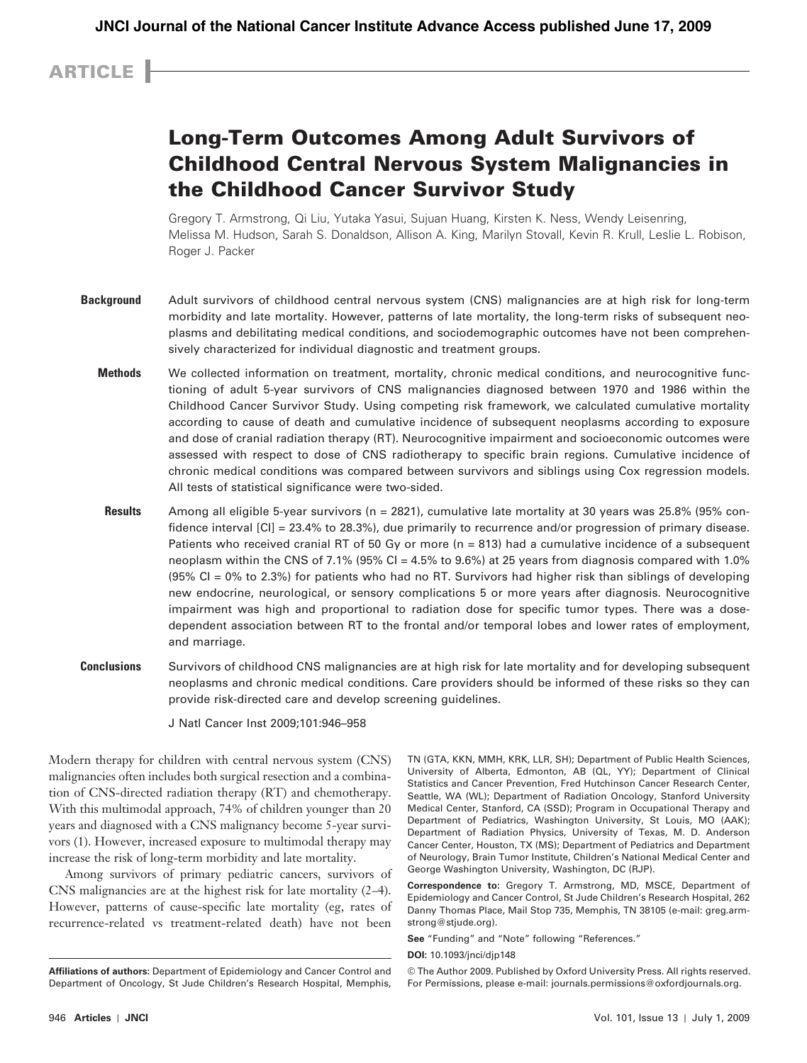ARTICLE

# Long-Term Outcomes Among Adult Survivors of Childhood Central Nervous System Malignancies in the Childhood Cancer Survivor Study

Gregory T. Armstrong, Qi Liu, Yutaka Yasui, Sujuan Huang, Kirsten K. Ness, Wendy Leisenring, Melissa M. Hudson, Sarah S. Donaldson, Allison A. King, Marilyn Stovall, Kevin R. Krull, Leslie L. Robison, Roger J. Packer

**Background** Adult survivors of childhood central nervous system (CNS) malignancies are at high risk for long-term morbidity and late mortality. However, patterns of late mortality, the long-term risks of subsequent neoplasms and debilitating medical conditions, and sociodemographic outcomes have not been comprehensively characterized for individual diagnostic and treatment groups.

**Methods** We collected information on treatment, mortality, chronic medical conditions, and neurocognitive functioning of adult 5-year survivors of CNS malignancies diagnosed between 1970 and 1986 within the Childhood Cancer Survivor Study. Using competing risk framework, we calculated cumulative mortality according to cause of death and cumulative incidence of subsequent neoplasms according to exposure and dose of cranial radiation therapy (RT). Neurocognitive impairment and socioeconomic outcomes were assessed with respect to dose of CNS radiotherapy to specific brain regions. Cumulative incidence of chronic medical conditions was compared between survivors and siblings using Cox regression models. All tests of statistical significance were two-sided.

**Results** Among all eligible 5-year survivors (n = 2821), cumulative late mortality at 30 years was 25.8% (95% confidence interval [CI] = 23.4% to 28.3%), due primarily to recurrence and/or progression of primary disease. Patients who received cranial RT of 50 Gy or more (n = 813) had a cumulative incidence of a subsequent neoplasm within the CNS of 7.1% (95% CI = 4.5% to 9.6%) at 25 years from diagnosis compared with 1.0% (95% CI = 0% to 2.3%) for patients who had no RT. Survivors had higher risk than siblings of developing new endocrine, neurological, or sensory complications 5 or more years after diagnosis. Neurocognitive impairment was high and proportional to radiation dose for specific tumor types. There was a dose-dependent association between RT to the frontal and/or temporal lobes and lower rates of employment, and marriage.

**Conclusions** Survivors of childhood CNS malignancies are at high risk for late mortality and for developing subsequent neoplasms and chronic medical conditions. Care providers should be informed of these risks so they can provide risk-directed care and develop screening guidelines.

J Natl Cancer Inst 2009;101:946–958

Modern therapy for children with central nervous system (CNS) malignancies often includes both surgical resection and a combination of CNS-directed radiation therapy (RT) and chemotherapy. With this multimodal approach, 74% of children younger than 20 years and diagnosed with a CNS malignancy become 5-year survivors (1). However, increased exposure to multimodal therapy may increase the risk of long-term morbidity and late mortality.

Among survivors of primary pediatric cancers, survivors of CNS malignancies are at the highest risk for late mortality (2–4). However, patterns of cause-specific late mortality (eg, rates of recurrence-related vs treatment-related death) have not been

**Affiliations of authors:** Department of Epidemiology and Cancer Control and Department of Oncology, St Jude Children's Research Hospital, Memphis, TN (GTA, KKN, MMH, KRK, LLR, SH); Department of Public Health Sciences, University of Alberta, Edmonton, AB (QL, YY); Department of Clinical Statistics and Cancer Prevention, Fred Hutchinson Cancer Research Center, Seattle, WA (WL); Department of Radiation Oncology, Stanford University Medical Center, Stanford, CA (SSD); Program in Occupational Therapy and Department of Pediatrics, Washington University, St Louis, MO (AAK); Department of Radiation Physics, University of Texas, M. D. Anderson Cancer Center, Houston, TX (MS); Department of Pediatrics and Department of Neurology, Brain Tumor Institute, Children's National Medical Center and George Washington University, Washington, DC (RJP).

**Correspondence to:** Gregory T. Armstrong, MD, MSCE, Department of Epidemiology and Cancer Control, St Jude Children's Research Hospital, 262 Danny Thomas Place, Mail Stop 735, Memphis, TN 38105 (e-mail: greg.armstrong@stjude.org).

**See** "Funding" and "Note" following "References."

**DOI:** 10.1093/jnci/djp148

© The Author 2009. Published by Oxford University Press. All rights reserved. For Permissions, please e-mail: journals.permissions@oxfordjournals.org.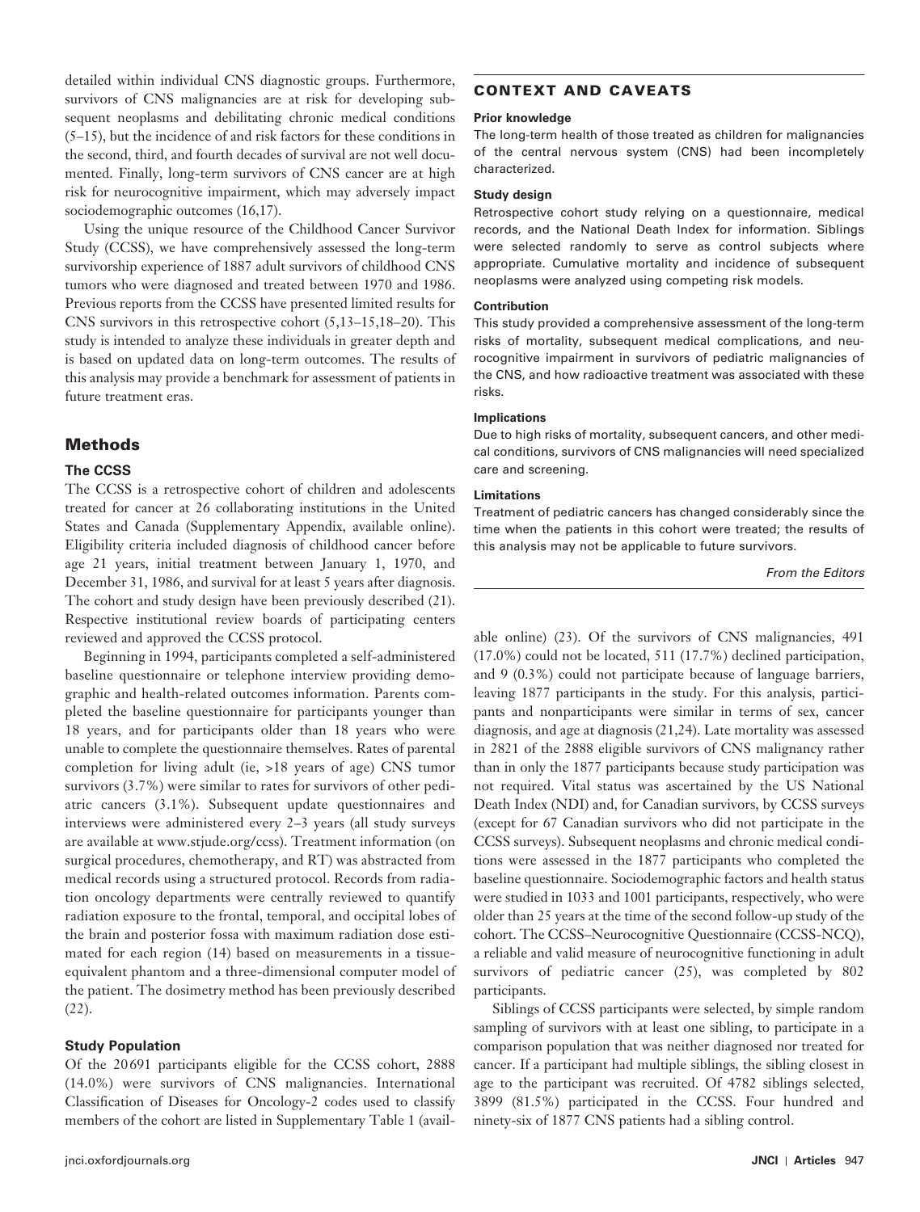detailed within individual CNS diagnostic groups. Furthermore, survivors of CNS malignancies are at risk for developing subsequent neoplasms and debilitating chronic medical conditions (5–15), but the incidence of and risk factors for these conditions in the second, third, and fourth decades of survival are not well documented. Finally, long-term survivors of CNS cancer are at high risk for neurocognitive impairment, which may adversely impact sociodemographic outcomes (16,17).

Using the unique resource of the Childhood Cancer Survivor Study (CCSS), we have comprehensively assessed the long-term survivorship experience of 1887 adult survivors of childhood CNS tumors who were diagnosed and treated between 1970 and 1986. Previous reports from the CCSS have presented limited results for CNS survivors in this retrospective cohort (5,13–15,18–20). This study is intended to analyze these individuals in greater depth and is based on updated data on long-term outcomes. The results of this analysis may provide a benchmark for assessment of patients in future treatment eras.

## CONTEXT AND CAVEATS

**Prior knowledge**

The long-term health of those treated as children for malignancies of the central nervous system (CNS) had been incompletely characterized.

**Study design**

Retrospective cohort study relying on a questionnaire, medical records, and the National Death Index for information. Siblings were selected randomly to serve as control subjects where appropriate. Cumulative mortality and incidence of subsequent neoplasms were analyzed using competing risk models.

**Contribution**

This study provided a comprehensive assessment of the long-term risks of mortality, subsequent medical complications, and neurocognitive impairment in survivors of pediatric malignancies of the CNS, and how radioactive treatment was associated with these risks.

**Implications**

Due to high risks of mortality, subsequent cancers, and other medical conditions, survivors of CNS malignancies will need specialized care and screening.

**Limitations**

Treatment of pediatric cancers has changed considerably since the time when the patients in this cohort were treated; the results of this analysis may not be applicable to future survivors.

*From the Editors*

## Methods

### The CCSS

The CCSS is a retrospective cohort of children and adolescents treated for cancer at 26 collaborating institutions in the United States and Canada (Supplementary Appendix, available online). Eligibility criteria included diagnosis of childhood cancer before age 21 years, initial treatment between January 1, 1970, and December 31, 1986, and survival for at least 5 years after diagnosis. The cohort and study design have been previously described (21). Respective institutional review boards of participating centers reviewed and approved the CCSS protocol.

Beginning in 1994, participants completed a self-administered baseline questionnaire or telephone interview providing demographic and health-related outcomes information. Parents completed the baseline questionnaire for participants younger than 18 years, and for participants older than 18 years who were unable to complete the questionnaire themselves. Rates of parental completion for living adult (ie, >18 years of age) CNS tumor survivors (3.7%) were similar to rates for survivors of other pediatric cancers (3.1%). Subsequent update questionnaires and interviews were administered every 2–3 years (all study surveys are available at www.stjude.org/ccss). Treatment information (on surgical procedures, chemotherapy, and RT) was abstracted from medical records using a structured protocol. Records from radiation oncology departments were centrally reviewed to quantify radiation exposure to the frontal, temporal, and occipital lobes of the brain and posterior fossa with maximum radiation dose estimated for each region (14) based on measurements in a tissue-equivalent phantom and a three-dimensional computer model of the patient. The dosimetry method has been previously described (22).

### Study Population

Of the 20691 participants eligible for the CCSS cohort, 2888 (14.0%) were survivors of CNS malignancies. International Classification of Diseases for Oncology-2 codes used to classify members of the cohort are listed in Supplementary Table 1 (available online) (23). Of the survivors of CNS malignancies, 491 (17.0%) could not be located, 511 (17.7%) declined participation, and 9 (0.3%) could not participate because of language barriers, leaving 1877 participants in the study. For this analysis, participants and nonparticipants were similar in terms of sex, cancer diagnosis, and age at diagnosis (21,24). Late mortality was assessed in 2821 of the 2888 eligible survivors of CNS malignancy rather than in only the 1877 participants because study participation was not required. Vital status was ascertained by the US National Death Index (NDI) and, for Canadian survivors, by CCSS surveys (except for 67 Canadian survivors who did not participate in the CCSS surveys). Subsequent neoplasms and chronic medical conditions were assessed in the 1877 participants who completed the baseline questionnaire. Sociodemographic factors and health status were studied in 1033 and 1001 participants, respectively, who were older than 25 years at the time of the second follow-up study of the cohort. The CCSS–Neurocognitive Questionnaire (CCSS-NCQ), a reliable and valid measure of neurocognitive functioning in adult survivors of pediatric cancer (25), was completed by 802 participants.

Siblings of CCSS participants were selected, by simple random sampling of survivors with at least one sibling, to participate in a comparison population that was neither diagnosed nor treated for cancer. If a participant had multiple siblings, the sibling closest in age to the participant was recruited. Of 4782 siblings selected, 3899 (81.5%) participated in the CCSS. Four hundred and ninety-six of 1877 CNS patients had a sibling control.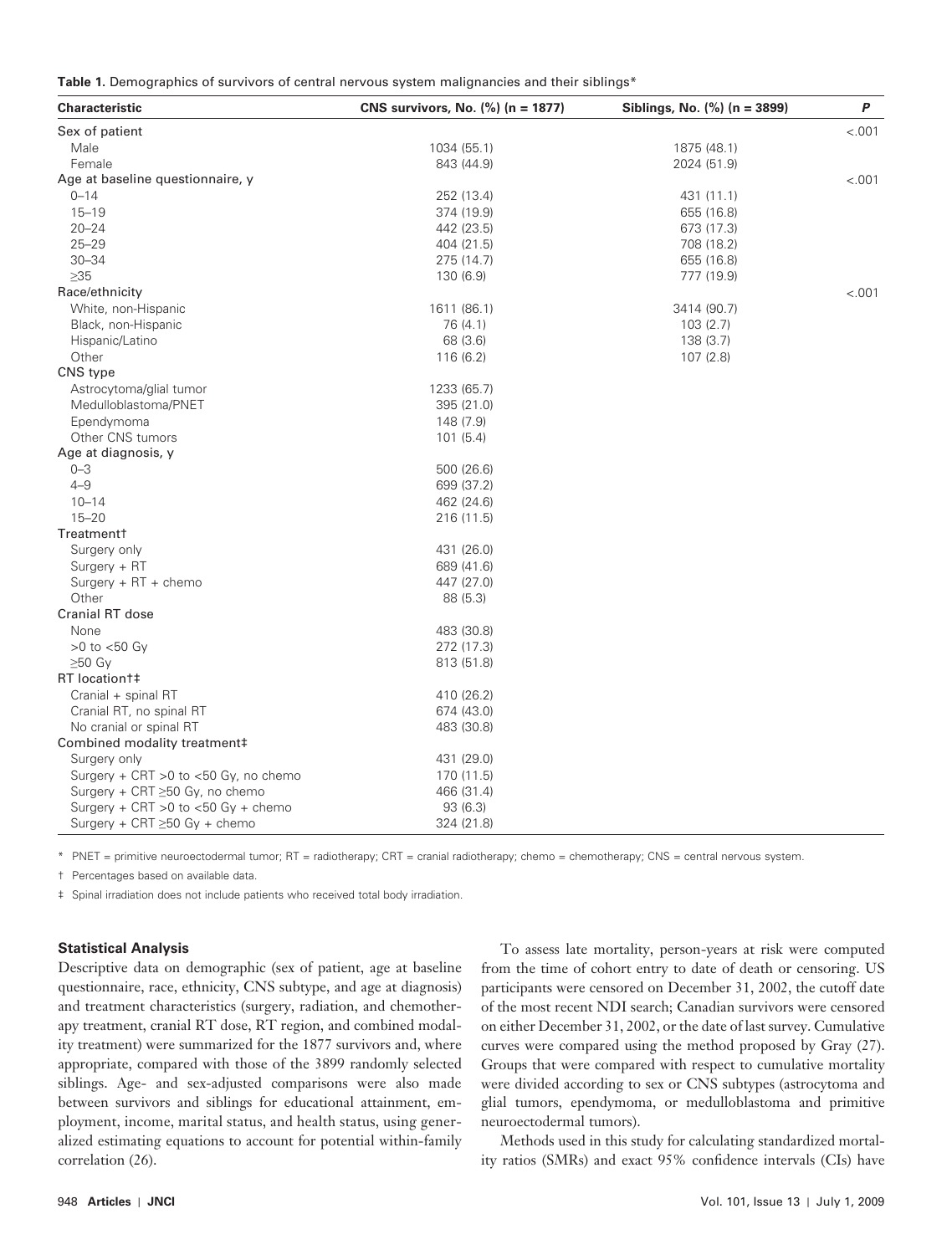**Table 1.** Demographics of survivors of central nervous system malignancies and their siblings*

| Characteristic | CNS survivors, No. (%) (n = 1877) | Siblings, No. (%) (n = 3899) | P |
|---|---|---|---|
| Sex of patient | | | <.001 |
| Male | 1034 (55.1) | 1875 (48.1) | |
| Female | 843 (44.9) | 2024 (51.9) | |
| Age at baseline questionnaire, y | | | <.001 |
| 0–14 | 252 (13.4) | 431 (11.1) | |
| 15–19 | 374 (19.9) | 655 (16.8) | |
| 20–24 | 442 (23.5) | 673 (17.3) | |
| 25–29 | 404 (21.5) | 708 (18.2) | |
| 30–34 | 275 (14.7) | 655 (16.8) | |
| ≥35 | 130 (6.9) | 777 (19.9) | |
| Race/ethnicity | | | <.001 |
| White, non-Hispanic | 1611 (86.1) | 3414 (90.7) | |
| Black, non-Hispanic | 76 (4.1) | 103 (2.7) | |
| Hispanic/Latino | 68 (3.6) | 138 (3.7) | |
| Other | 116 (6.2) | 107 (2.8) | |
| CNS type | | | |
| Astrocytoma/glial tumor | 1233 (65.7) | | |
| Medulloblastoma/PNET | 395 (21.0) | | |
| Ependymoma | 148 (7.9) | | |
| Other CNS tumors | 101 (5.4) | | |
| Age at diagnosis, y | | | |
| 0–3 | 500 (26.6) | | |
| 4–9 | 699 (37.2) | | |
| 10–14 | 462 (24.6) | | |
| 15–20 | 216 (11.5) | | |
| Treatment† | | | |
| Surgery only | 431 (26.0) | | |
| Surgery + RT | 689 (41.6) | | |
| Surgery + RT + chemo | 447 (27.0) | | |
| Other | 88 (5.3) | | |
| Cranial RT dose | | | |
| None | 483 (30.8) | | |
| >0 to <50 Gy | 272 (17.3) | | |
| ≥50 Gy | 813 (51.8) | | |
| RT location†‡ | | | |
| Cranial + spinal RT | 410 (26.2) | | |
| Cranial RT, no spinal RT | 674 (43.0) | | |
| No cranial or spinal RT | 483 (30.8) | | |
| Combined modality treatment‡ | | | |
| Surgery only | 431 (29.0) | | |
| Surgery + CRT >0 to <50 Gy, no chemo | 170 (11.5) | | |
| Surgery + CRT ≥50 Gy, no chemo | 466 (31.4) | | |
| Surgery + CRT >0 to <50 Gy + chemo | 93 (6.3) | | |
| Surgery + CRT ≥50 Gy + chemo | 324 (21.8) | | |

\* PNET = primitive neuroectodermal tumor; RT = radiotherapy; CRT = cranial radiotherapy; chemo = chemotherapy; CNS = central nervous system.

† Percentages based on available data.

‡ Spinal irradiation does not include patients who received total body irradiation.

### Statistical Analysis

Descriptive data on demographic (sex of patient, age at baseline questionnaire, race, ethnicity, CNS subtype, and age at diagnosis) and treatment characteristics (surgery, radiation, and chemotherapy treatment, cranial RT dose, RT region, and combined modality treatment) were summarized for the 1877 survivors and, where appropriate, compared with those of the 3899 randomly selected siblings. Age- and sex-adjusted comparisons were also made between survivors and siblings for educational attainment, employment, income, marital status, and health status, using generalized estimating equations to account for potential within-family correlation (26).

To assess late mortality, person-years at risk were computed from the time of cohort entry to date of death or censoring. US participants were censored on December 31, 2002, the cutoff date of the most recent NDI search; Canadian survivors were censored on either December 31, 2002, or the date of last survey. Cumulative curves were compared using the method proposed by Gray (27). Groups that were compared with respect to cumulative mortality were divided according to sex or CNS subtypes (astrocytoma and glial tumors, ependymoma, or medulloblastoma and primitive neuroectodermal tumors).

Methods used in this study for calculating standardized mortality ratios (SMRs) and exact 95% confidence intervals (CIs) have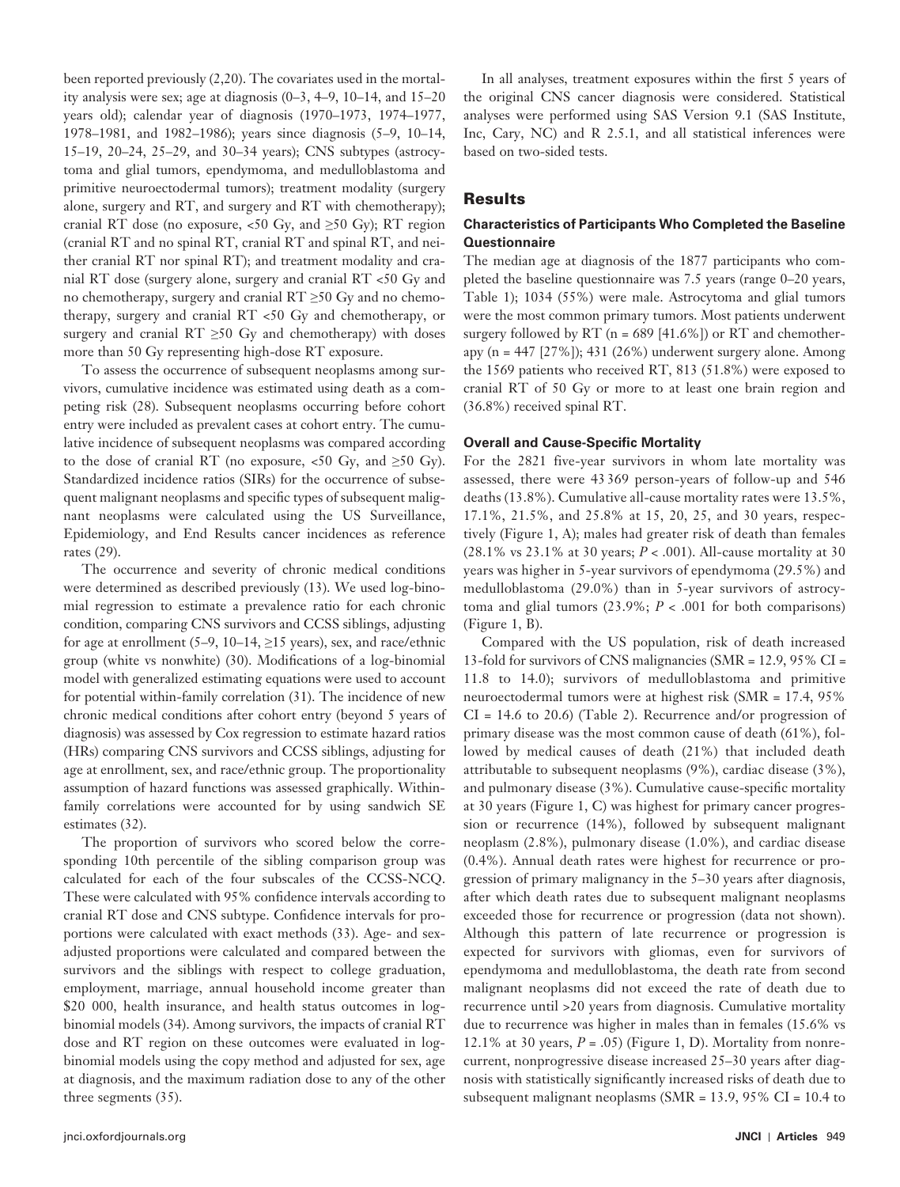been reported previously (2,20). The covariates used in the mortality analysis were sex; age at diagnosis (0–3, 4–9, 10–14, and 15–20 years old); calendar year of diagnosis (1970–1973, 1974–1977, 1978–1981, and 1982–1986); years since diagnosis (5–9, 10–14, 15–19, 20–24, 25–29, and 30–34 years); CNS subtypes (astrocytoma and glial tumors, ependymoma, and medulloblastoma and primitive neuroectodermal tumors); treatment modality (surgery alone, surgery and RT, and surgery and RT with chemotherapy); cranial RT dose (no exposure, <50 Gy, and ≥50 Gy); RT region (cranial RT and no spinal RT, cranial RT and spinal RT, and neither cranial RT nor spinal RT); and treatment modality and cranial RT dose (surgery alone, surgery and cranial RT <50 Gy and no chemotherapy, surgery and cranial RT ≥50 Gy and no chemotherapy, surgery and cranial RT <50 Gy and chemotherapy, or surgery and cranial RT ≥50 Gy and chemotherapy) with doses more than 50 Gy representing high-dose RT exposure.

To assess the occurrence of subsequent neoplasms among survivors, cumulative incidence was estimated using death as a competing risk (28). Subsequent neoplasms occurring before cohort entry were included as prevalent cases at cohort entry. The cumulative incidence of subsequent neoplasms was compared according to the dose of cranial RT (no exposure, <50 Gy, and ≥50 Gy). Standardized incidence ratios (SIRs) for the occurrence of subsequent malignant neoplasms and specific types of subsequent malignant neoplasms were calculated using the US Surveillance, Epidemiology, and End Results cancer incidences as reference rates (29).

The occurrence and severity of chronic medical conditions were determined as described previously (13). We used log-binomial regression to estimate a prevalence ratio for each chronic condition, comparing CNS survivors and CCSS siblings, adjusting for age at enrollment (5–9, 10–14, ≥15 years), sex, and race/ethnic group (white vs nonwhite) (30). Modifications of a log-binomial model with generalized estimating equations were used to account for potential within-family correlation (31). The incidence of new chronic medical conditions after cohort entry (beyond 5 years of diagnosis) was assessed by Cox regression to estimate hazard ratios (HRs) comparing CNS survivors and CCSS siblings, adjusting for age at enrollment, sex, and race/ethnic group. The proportionality assumption of hazard functions was assessed graphically. Within-family correlations were accounted for by using sandwich SE estimates (32).

The proportion of survivors who scored below the corresponding 10th percentile of the sibling comparison group was calculated for each of the four subscales of the CCSS-NCQ. These were calculated with 95% confidence intervals according to cranial RT dose and CNS subtype. Confidence intervals for proportions were calculated with exact methods (33). Age- and sex-adjusted proportions were calculated and compared between the survivors and the siblings with respect to college graduation, employment, marriage, annual household income greater than \$20 000, health insurance, and health status outcomes in log-binomial models (34). Among survivors, the impacts of cranial RT dose and RT region on these outcomes were evaluated in log-binomial models using the copy method and adjusted for sex, age at diagnosis, and the maximum radiation dose to any of the other three segments (35).

In all analyses, treatment exposures within the first 5 years of the original CNS cancer diagnosis were considered. Statistical analyses were performed using SAS Version 9.1 (SAS Institute, Inc, Cary, NC) and R 2.5.1, and all statistical inferences were based on two-sided tests.

## Results

### Characteristics of Participants Who Completed the Baseline Questionnaire

The median age at diagnosis of the 1877 participants who completed the baseline questionnaire was 7.5 years (range 0–20 years, Table 1); 1034 (55%) were male. Astrocytoma and glial tumors were the most common primary tumors. Most patients underwent surgery followed by RT (n = 689 [41.6%]) or RT and chemotherapy (n = 447 [27%]); 431 (26%) underwent surgery alone. Among the 1569 patients who received RT, 813 (51.8%) were exposed to cranial RT of 50 Gy or more to at least one brain region and (36.8%) received spinal RT.

### Overall and Cause-Specific Mortality

For the 2821 five-year survivors in whom late mortality was assessed, there were 43 369 person-years of follow-up and 546 deaths (13.8%). Cumulative all-cause mortality rates were 13.5%, 17.1%, 21.5%, and 25.8% at 15, 20, 25, and 30 years, respectively (Figure 1, A); males had greater risk of death than females (28.1% vs 23.1% at 30 years; $P < .001$). All-cause mortality at 30 years was higher in 5-year survivors of ependymoma (29.5%) and medulloblastoma (29.0%) than in 5-year survivors of astrocytoma and glial tumors (23.9%; $P < .001$ for both comparisons) (Figure 1, B).

Compared with the US population, risk of death increased 13-fold for survivors of CNS malignancies (SMR = 12.9, 95% CI = 11.8 to 14.0); survivors of medulloblastoma and primitive neuroectodermal tumors were at highest risk (SMR = 17.4, 95% CI = 14.6 to 20.6) (Table 2). Recurrence and/or progression of primary disease was the most common cause of death (61%), followed by medical causes of death (21%) that included death attributable to subsequent neoplasms (9%), cardiac disease (3%), and pulmonary disease (3%). Cumulative cause-specific mortality at 30 years (Figure 1, C) was highest for primary cancer progression or recurrence (14%), followed by subsequent malignant neoplasm (2.8%), pulmonary disease (1.0%), and cardiac disease (0.4%). Annual death rates were highest for recurrence or progression of primary malignancy in the 5–30 years after diagnosis, after which death rates due to subsequent malignant neoplasms exceeded those for recurrence or progression (data not shown). Although this pattern of late recurrence or progression is expected for survivors with gliomas, even for survivors of ependymoma and medulloblastoma, the death rate from second malignant neoplasms did not exceed the rate of death due to recurrence until >20 years from diagnosis. Cumulative mortality due to recurrence was higher in males than in females (15.6% vs 12.1% at 30 years, $P = .05$) (Figure 1, D). Mortality from nonrecurrent, nonprogressive disease increased 25–30 years after diagnosis with statistically significantly increased risks of death due to subsequent malignant neoplasms (SMR = 13.9, 95% CI = 10.4 to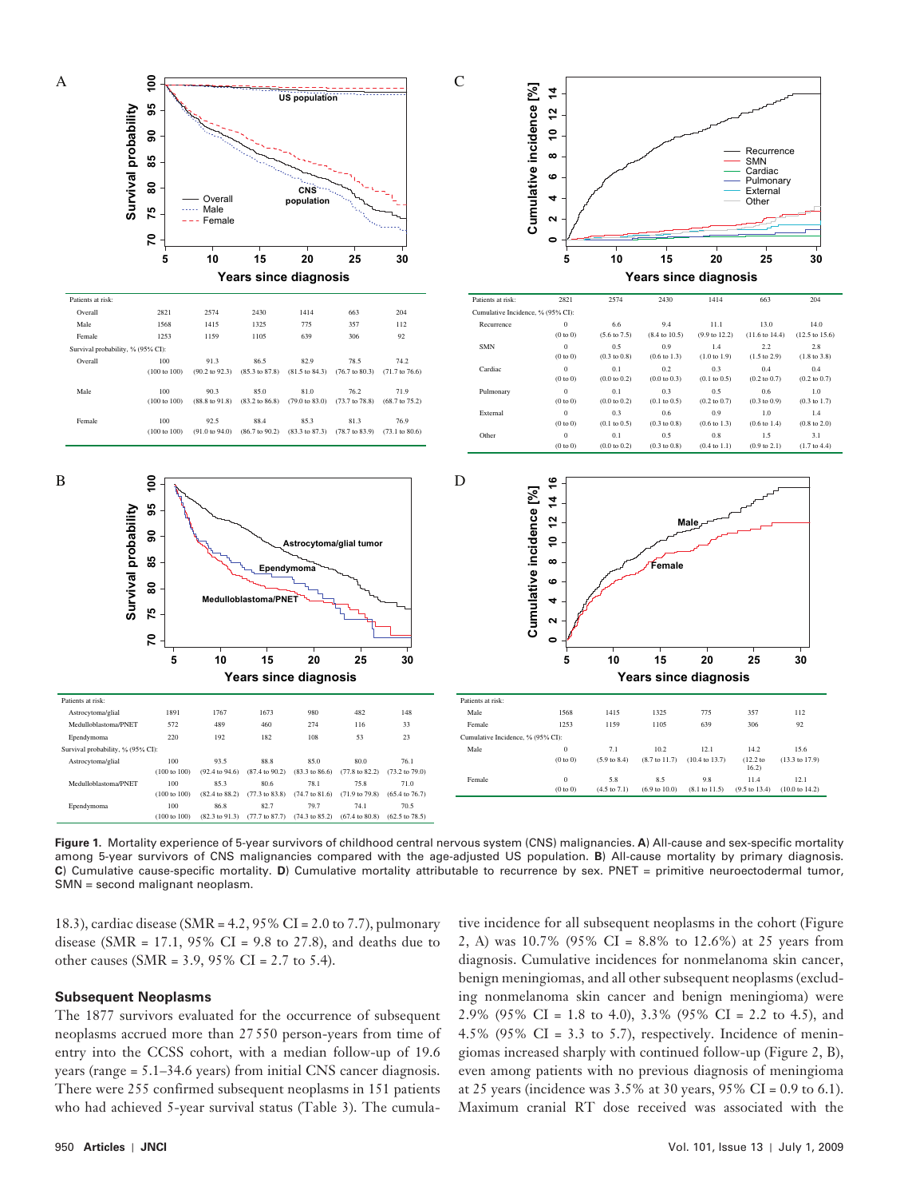| Patients at risk: | | | | | | |
|---|---|---|---|---|---|---|
| Overall | 2821 | 2574 | 2430 | 1414 | 663 | 204 |
| Male | 1568 | 1415 | 1325 | 775 | 357 | 112 |
| Female | 1253 | 1159 | 1105 | 639 | 306 | 92 |
| Survival probability, % (95% CI): | | | | | | |
| Overall | 100 (100 to 100) | 91.3 (90.2 to 92.3) | 86.5 (85.3 to 87.8) | 82.9 (81.5 to 84.3) | 78.5 (76.7 to 80.3) | 74.2 (71.7 to 76.6) |
| Male | 100 (100 to 100) | 90.3 (88.8 to 91.8) | 85.0 (83.2 to 86.8) | 81.0 (79.0 to 83.0) | 76.2 (73.7 to 78.8) | 71.9 (68.7 to 75.2) |
| Female | 100 (100 to 100) | 92.5 (91.0 to 94.0) | 88.4 (86.7 to 90.2) | 85.3 (83.3 to 87.3) | 81.3 (78.7 to 83.9) | 76.9 (73.1 to 80.6) |

| Patients at risk: | 2821 | 2574 | 2430 | 1414 | 663 | 204 |
|---|---|---|---|---|---|---|
| Cumulative Incidence, % (95% CI): | | | | | | |
| Recurrence | 0 (0 to 0) | 6.6 (5.6 to 7.5) | 9.4 (8.4 to 10.5) | 11.1 (9.9 to 12.2) | 13.0 (11.6 to 14.4) | 14.0 (12.5 to 15.6) |
| SMN | 0 (0 to 0) | 0.5 (0.3 to 0.8) | 0.9 (0.6 to 1.3) | 1.4 (1.0 to 1.9) | 2.2 (1.5 to 2.9) | 2.8 (1.8 to 3.8) |
| Cardiac | 0 (0 to 0) | 0.1 (0.0 to 0.2) | 0.2 (0.0 to 0.3) | 0.3 (0.1 to 0.5) | 0.4 (0.2 to 0.7) | 0.4 (0.2 to 0.7) |
| Pulmonary | 0 (0 to 0) | 0.1 (0.0 to 0.2) | 0.3 (0.1 to 0.5) | 0.5 (0.2 to 0.7) | 0.6 (0.3 to 0.9) | 1.0 (0.3 to 1.7) |
| External | 0 (0 to 0) | 0.3 (0.1 to 0.5) | 0.6 (0.3 to 0.8) | 0.9 (0.6 to 1.3) | 1.0 (0.6 to 1.4) | 1.4 (0.8 to 2.0) |
| Other | 0 (0 to 0) | 0.1 (0.0 to 0.2) | 0.5 (0.3 to 0.8) | 0.8 (0.4 to 1.1) | 1.5 (0.9 to 2.1) | 3.1 (1.7 to 4.4) |

| Patients at risk: | | | | | | |
|---|---|---|---|---|---|---|
| Astrocytoma/glial | 1891 | 1767 | 1673 | 980 | 482 | 148 |
| Medulloblastoma/PNET | 572 | 489 | 460 | 274 | 116 | 33 |
| Ependymoma | 220 | 192 | 182 | 108 | 53 | 23 |
| Survival probability, % (95% CI): | | | | | | |
| Astrocytoma/glial | 100 (100 to 100) | 93.5 (92.4 to 94.6) | 88.8 (87.4 to 90.2) | 85.0 (83.3 to 86.6) | 80.0 (77.8 to 82.2) | 76.1 (73.2 to 79.0) |
| Medulloblastoma/PNET | 100 (100 to 100) | 85.3 (82.4 to 88.2) | 80.6 (77.3 to 83.8) | 78.1 (74.7 to 81.6) | 75.8 (71.9 to 79.8) | 71.0 (65.4 to 76.7) |
| Ependymoma | 100 (100 to 100) | 86.8 (82.3 to 91.3) | 82.7 (77.7 to 87.7) | 79.7 (74.3 to 85.2) | 74.1 (67.4 to 80.8) | 70.5 (62.5 to 78.5) |

| Patients at risk: | | | | | | |
|---|---|---|---|---|---|---|
| Male | 1568 | 1415 | 1325 | 775 | 357 | 112 |
| Female | 1253 | 1159 | 1105 | 639 | 306 | 92 |
| Cumulative Incidence, % (95% CI): | | | | | | |
| Male | 0 (0 to 0) | 7.1 (5.9 to 8.4) | 10.2 (8.7 to 11.7) | 12.1 (10.4 to 13.7) | 14.2 (12.2 to 16.2) | 15.6 (13.3 to 17.9) |
| Female | 0 (0 to 0) | 5.8 (4.5 to 7.1) | 8.5 (6.9 to 10.0) | 9.8 (8.1 to 11.5) | 11.4 (9.5 to 13.4) | 12.1 (10.0 to 14.2) |

**Figure 1.** Mortality experience of 5-year survivors of childhood central nervous system (CNS) malignancies. **A**) All-cause and sex-specific mortality among 5-year survivors of CNS malignancies compared with the age-adjusted US population. **B**) All-cause mortality by primary diagnosis. **C**) Cumulative cause-specific mortality. **D**) Cumulative mortality attributable to recurrence by sex. PNET = primitive neuroectodermal tumor, SMN = second malignant neoplasm.

18.3), cardiac disease (SMR = 4.2, 95% CI = 2.0 to 7.7), pulmonary disease (SMR = 17.1, 95% CI = 9.8 to 27.8), and deaths due to other causes (SMR = 3.9, 95% CI = 2.7 to 5.4).

## Subsequent Neoplasms

The 1877 survivors evaluated for the occurrence of subsequent neoplasms accrued more than 27 550 person-years from time of entry into the CCSS cohort, with a median follow-up of 19.6 years (range = 5.1–34.6 years) from initial CNS cancer diagnosis. There were 255 confirmed subsequent neoplasms in 151 patients who had achieved 5-year survival status (Table 3). The cumulative incidence for all subsequent neoplasms in the cohort (Figure 2, A) was 10.7% (95% CI = 8.8% to 12.6%) at 25 years from diagnosis. Cumulative incidences for nonmelanoma skin cancer, benign meningiomas, and all other subsequent neoplasms (excluding nonmelanoma skin cancer and benign meningioma) were 2.9% (95% CI = 1.8 to 4.0), 3.3% (95% CI = 2.2 to 4.5), and 4.5% (95% CI = 3.3 to 5.7), respectively. Incidence of meningiomas increased sharply with continued follow-up (Figure 2, B), even among patients with no previous diagnosis of meningioma at 25 years (incidence was 3.5% at 30 years, 95% CI = 0.9 to 6.1). Maximum cranial RT dose received was associated with the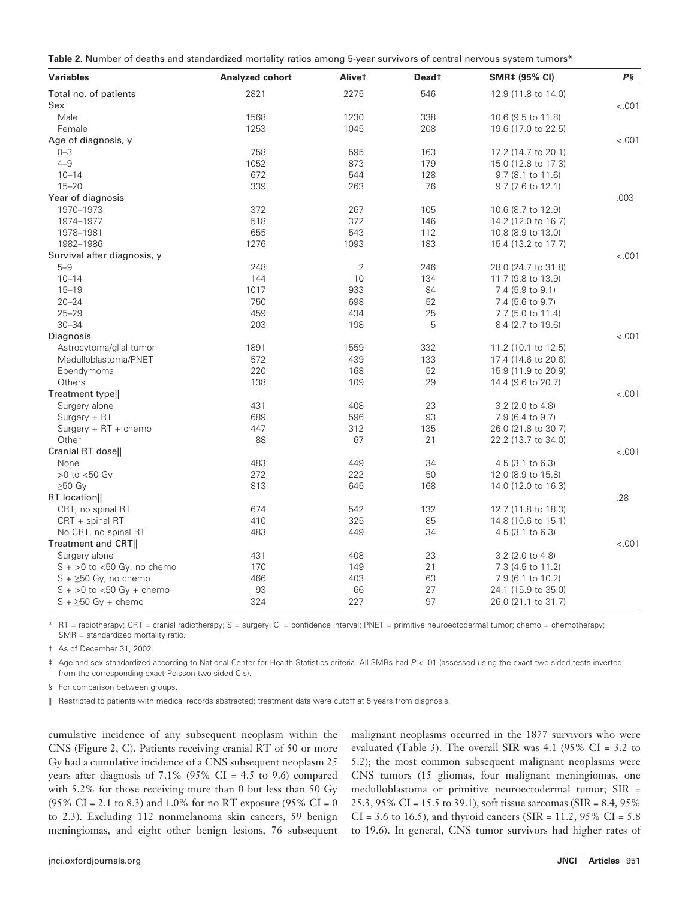**Table 2.** Number of deaths and standardized mortality ratios among 5-year survivors of central nervous system tumors*

| Variables | Analyzed cohort | Alive† | Dead† | SMR‡ (95% CI) | P§ |
|---|---|---|---|---|---|
| Total no. of patients | 2821 | 2275 | 546 | 12.9 (11.8 to 14.0) | |
| Sex | | | | | <.001 |
| Male | 1568 | 1230 | 338 | 10.6 (9.5 to 11.8) | |
| Female | 1253 | 1045 | 208 | 19.6 (17.0 to 22.5) | |
| Age of diagnosis, y | | | | | <.001 |
| 0–3 | 758 | 595 | 163 | 17.2 (14.7 to 20.1) | |
| 4–9 | 1052 | 873 | 179 | 15.0 (12.8 to 17.3) | |
| 10–14 | 672 | 544 | 128 | 9.7 (8.1 to 11.6) | |
| 15–20 | 339 | 263 | 76 | 9.7 (7.6 to 12.1) | |
| Year of diagnosis | | | | | .003 |
| 1970–1973 | 372 | 267 | 105 | 10.6 (8.7 to 12.9) | |
| 1974–1977 | 518 | 372 | 146 | 14.2 (12.0 to 16.7) | |
| 1978–1981 | 655 | 543 | 112 | 10.8 (8.9 to 13.0) | |
| 1982–1986 | 1276 | 1093 | 183 | 15.4 (13.2 to 17.7) | |
| Survival after diagnosis, y | | | | | <.001 |
| 5–9 | 248 | 2 | 246 | 28.0 (24.7 to 31.8) | |
| 10–14 | 144 | 10 | 134 | 11.7 (9.8 to 13.9) | |
| 15–19 | 1017 | 933 | 84 | 7.4 (5.9 to 9.1) | |
| 20–24 | 750 | 698 | 52 | 7.4 (5.6 to 9.7) | |
| 25–29 | 459 | 434 | 25 | 7.7 (5.0 to 11.4) | |
| 30–34 | 203 | 198 | 5 | 8.4 (2.7 to 19.6) | |
| Diagnosis | | | | | <.001 |
| Astrocytoma/glial tumor | 1891 | 1559 | 332 | 11.2 (10.1 to 12.5) | |
| Medulloblastoma/PNET | 572 | 439 | 133 | 17.4 (14.6 to 20.6) | |
| Ependymoma | 220 | 168 | 52 | 15.9 (11.9 to 20.9) | |
| Others | 138 | 109 | 29 | 14.4 (9.6 to 20.7) | |
| Treatment type‖ | | | | | <.001 |
| Surgery alone | 431 | 408 | 23 | 3.2 (2.0 to 4.8) | |
| Surgery + RT | 689 | 596 | 93 | 7.9 (6.4 to 9.7) | |
| Surgery + RT + chemo | 447 | 312 | 135 | 26.0 (21.8 to 30.7) | |
| Other | 88 | 67 | 21 | 22.2 (13.7 to 34.0) | |
| Cranial RT dose‖ | | | | | <.001 |
| None | 483 | 449 | 34 | 4.5 (3.1 to 6.3) | |
| >0 to <50 Gy | 272 | 222 | 50 | 12.0 (8.9 to 15.8) | |
| ≥50 Gy | 813 | 645 | 168 | 14.0 (12.0 to 16.3) | |
| RT location‖ | | | | | .28 |
| CRT, no spinal RT | 674 | 542 | 132 | 12.7 (11.8 to 18.3) | |
| CRT + spinal RT | 410 | 325 | 85 | 14.8 (10.6 to 15.1) | |
| No CRT, no spinal RT | 483 | 449 | 34 | 4.5 (3.1 to 6.3) | |
| Treatment and CRT‖ | | | | | <.001 |
| Surgery alone | 431 | 408 | 23 | 3.2 (2.0 to 4.8) | |
| S + >0 to <50 Gy, no chemo | 170 | 149 | 21 | 7.3 (4.5 to 11.2) | |
| S + ≥50 Gy, no chemo | 466 | 403 | 63 | 7.9 (6.1 to 10.2) | |
| S + >0 to <50 Gy + chemo | 93 | 66 | 27 | 24.1 (15.9 to 35.0) | |
| S + ≥50 Gy + chemo | 324 | 227 | 97 | 26.0 (21.1 to 31.7) | |

\* RT = radiotherapy; CRT = cranial radiotherapy; S = surgery; CI = confidence interval; PNET = primitive neuroectodermal tumor; chemo = chemotherapy; SMR = standardized mortality ratio.

† As of December 31, 2002.

‡ Age and sex standardized according to National Center for Health Statistics criteria. All SMRs had $P < .01$ (assessed using the exact two-sided tests inverted from the corresponding exact Poisson two-sided CIs).

§ For comparison between groups.

‖ Restricted to patients with medical records abstracted; treatment data were cutoff at 5 years from diagnosis.

cumulative incidence of any subsequent neoplasm within the CNS (Figure 2, C). Patients receiving cranial RT of 50 or more Gy had a cumulative incidence of a CNS subsequent neoplasm 25 years after diagnosis of 7.1% (95% CI = 4.5 to 9.6) compared with 5.2% for those receiving more than 0 but less than 50 Gy (95% CI = 2.1 to 8.3) and 1.0% for no RT exposure (95% CI = 0 to 2.3). Excluding 112 nonmelanoma skin cancers, 59 benign meningiomas, and eight other benign lesions, 76 subsequent malignant neoplasms occurred in the 1877 survivors who were evaluated (Table 3). The overall SIR was 4.1 (95% CI = 3.2 to 5.2); the most common subsequent malignant neoplasms were CNS tumors (15 gliomas, four malignant meningiomas, one medulloblastoma or primitive neuroectodermal tumor; SIR = 25.3, 95% CI = 15.5 to 39.1), soft tissue sarcomas (SIR = 8.4, 95% CI = 3.6 to 16.5), and thyroid cancers (SIR = 11.2, 95% CI = 5.8 to 19.6). In general, CNS tumor survivors had higher rates of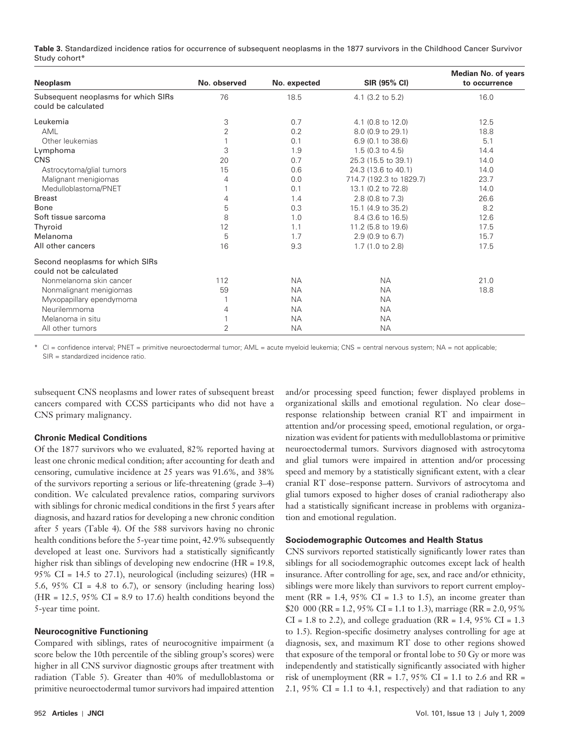**Table 3.** Standardized incidence ratios for occurrence of subsequent neoplasms in the 1877 survivors in the Childhood Cancer Survivor Study cohort*

| Neoplasm | No. observed | No. expected | SIR (95% CI) | Median No. of years to occurrence |
|---|---|---|---|---|
| Subsequent neoplasms for which SIRs could be calculated | 76 | 18.5 | 4.1 (3.2 to 5.2) | 16.0 |
| Leukemia | 3 | 0.7 | 4.1 (0.8 to 12.0) | 12.5 |
| AML | 2 | 0.2 | 8.0 (0.9 to 29.1) | 18.8 |
| Other leukemias | 1 | 0.1 | 6.9 (0.1 to 38.6) | 5.1 |
| Lymphoma | 3 | 1.9 | 1.5 (0.3 to 4.5) | 14.4 |
| CNS | 20 | 0.7 | 25.3 (15.5 to 39.1) | 14.0 |
| Astrocytoma/glial tumors | 15 | 0.6 | 24.3 (13.6 to 40.1) | 14.0 |
| Malignant menigiomas | 4 | 0.0 | 714.7 (192.3 to 1829.7) | 23.7 |
| Medulloblastoma/PNET | 1 | 0.1 | 13.1 (0.2 to 72.8) | 14.0 |
| Breast | 4 | 1.4 | 2.8 (0.8 to 7.3) | 26.6 |
| Bone | 5 | 0.3 | 15.1 (4.9 to 35.2) | 8.2 |
| Soft tissue sarcoma | 8 | 1.0 | 8.4 (3.6 to 16.5) | 12.6 |
| Thyroid | 12 | 1.1 | 11.2 (5.8 to 19.6) | 17.5 |
| Melanoma | 5 | 1.7 | 2.9 (0.9 to 6.7) | 15.7 |
| All other cancers | 16 | 9.3 | 1.7 (1.0 to 2.8) | 17.5 |
| Second neoplasms for which SIRs could not be calculated | | | | |
| Nonmelanoma skin cancer | 112 | NA | NA | 21.0 |
| Nonmalignant menigiomas | 59 | NA | NA | 18.8 |
| Myxopapillary ependymoma | 1 | NA | NA | |
| Neurilemmoma | 4 | NA | NA | |
| Melanoma in situ | 1 | NA | NA | |
| All other tumors | 2 | NA | NA | |

\* CI = confidence interval; PNET = primitive neuroectodermal tumor; AML = acute myeloid leukemia; CNS = central nervous system; NA = not applicable; SIR = standardized incidence ratio.

subsequent CNS neoplasms and lower rates of subsequent breast cancers compared with CCSS participants who did not have a CNS primary malignancy.

### Chronic Medical Conditions

Of the 1877 survivors who we evaluated, 82% reported having at least one chronic medical condition; after accounting for death and censoring, cumulative incidence at 25 years was 91.6%, and 38% of the survivors reporting a serious or life-threatening (grade 3–4) condition. We calculated prevalence ratios, comparing survivors with siblings for chronic medical conditions in the first 5 years after diagnosis, and hazard ratios for developing a new chronic condition after 5 years (Table 4). Of the 588 survivors having no chronic health conditions before the 5-year time point, 42.9% subsequently developed at least one. Survivors had a statistically significantly higher risk than siblings of developing new endocrine (HR = 19.8, 95% CI = 14.5 to 27.1), neurological (including seizures) (HR = 5.6, 95% CI = 4.8 to 6.7), or sensory (including hearing loss) (HR = 12.5, 95% CI = 8.9 to 17.6) health conditions beyond the 5-year time point.

### Neurocognitive Functioning

Compared with siblings, rates of neurocognitive impairment (a score below the 10th percentile of the sibling group's scores) were higher in all CNS survivor diagnostic groups after treatment with radiation (Table 5). Greater than 40% of medulloblastoma or primitive neuroectodermal tumor survivors had impaired attention and/or processing speed function; fewer displayed problems in organizational skills and emotional regulation. No clear dose–response relationship between cranial RT and impairment in attention and/or processing speed, emotional regulation, or organization was evident for patients with medulloblastoma or primitive neuroectodermal tumors. Survivors diagnosed with astrocytoma and glial tumors were impaired in attention and/or processing speed and memory by a statistically significant extent, with a clear cranial RT dose–response pattern. Survivors of astrocytoma and glial tumors exposed to higher doses of cranial radiotherapy also had a statistically significant increase in problems with organization and emotional regulation.

### Sociodemographic Outcomes and Health Status

CNS survivors reported statistically significantly lower rates than siblings for all sociodemographic outcomes except lack of health insurance. After controlling for age, sex, and race and/or ethnicity, siblings were more likely than survivors to report current employment (RR = 1.4, 95% CI = 1.3 to 1.5), an income greater than \$20 000 (RR = 1.2, 95% CI = 1.1 to 1.3), marriage (RR = 2.0, 95% CI = 1.8 to 2.2), and college graduation (RR = 1.4, 95% CI = 1.3 to 1.5). Region-specific dosimetry analyses controlling for age at diagnosis, sex, and maximum RT dose to other regions showed that exposure of the temporal or frontal lobe to 50 Gy or more was independently and statistically significantly associated with higher risk of unemployment (RR = 1.7, 95% CI = 1.1 to 2.6 and RR = 2.1, 95% CI = 1.1 to 4.1, respectively) and that radiation to any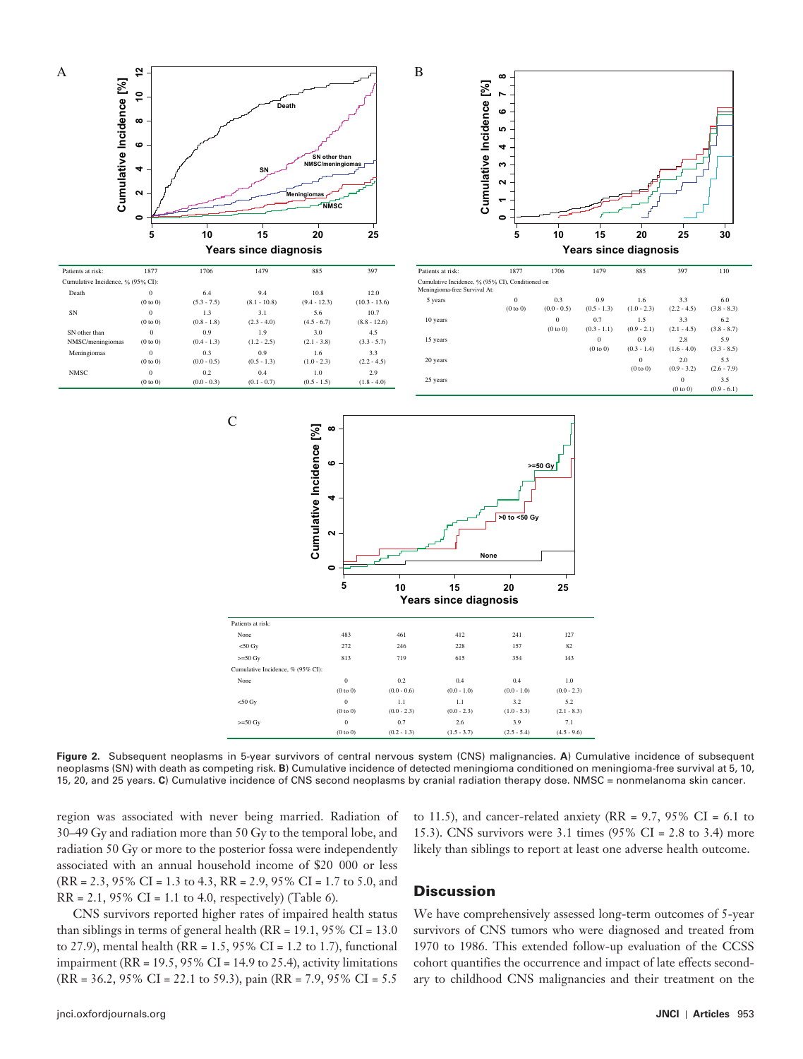| Patients at risk: | 1877 | 1706 | 1479 | 885 | 397 |
|---|---|---|---|---|---|
| Cumulative Incidence, % (95% CI): | | | | | |
| Death | 0 (0 to 0) | 6.4 (5.3 - 7.5) | 9.4 (8.1 - 10.8) | 10.8 (9.4 - 12.3) | 12.0 (10.3 - 13.6) |
| SN | 0 (0 to 0) | 1.3 (0.8 - 1.8) | 3.1 (2.3 - 4.0) | 5.6 (4.5 - 6.7) | 10.7 (8.8 - 12.6) |
| SN other than NMSC/meningiomas | 0 (0 to 0) | 0.9 (0.4 - 1.3) | 1.9 (1.2 - 2.5) | 3.0 (2.1 - 3.8) | 4.5 (3.3 - 5.7) |
| Meningiomas | 0 (0 to 0) | 0.3 (0.0 - 0.5) | 0.9 (0.5 - 1.3) | 1.6 (1.0 - 2.3) | 3.3 (2.2 - 4.5) |
| NMSC | 0 (0 to 0) | 0.2 (0.0 - 0.3) | 0.4 (0.1 - 0.7) | 1.0 (0.5 - 1.5) | 2.9 (1.8 - 4.0) |

| Patients at risk: | 1877 | 1706 | 1479 | 885 | 397 | 110 |
|---|---|---|---|---|---|---|
| Cumulative Incidence, % (95% CI), Conditioned on Meningioma-free Survival At: | | | | | | |
| 5 years | 0 (0 to 0) | 0.3 (0.0 - 0.5) | 0.9 (0.5 - 1.3) | 1.6 (1.0 - 2.3) | 3.3 (2.2 - 4.5) | 6.0 (3.8 - 8.3) |
| 10 years | | 0 (0 to 0) | 0.7 (0.3 - 1.1) | 1.5 (0.9 - 2.1) | 3.3 (2.1 - 4.5) | 6.2 (3.8 - 8.7) |
| 15 years | | | 0 (0 to 0) | 0.9 (0.3 - 1.4) | 2.8 (1.6 - 4.0) | 5.9 (3.3 - 8.5) |
| 20 years | | | | 0 (0 to 0) | 2.0 (0.9 - 3.2) | 5.3 (2.6 - 7.9) |
| 25 years | | | | | 0 (0 to 0) | 3.5 (0.9 - 6.1) |

| Patients at risk: | | | | | |
|---|---|---|---|---|---|
| None | 483 | 461 | 412 | 241 | 127 |
| <50 Gy | 272 | 246 | 228 | 157 | 82 |
| >=50 Gy | 813 | 719 | 615 | 354 | 143 |
| Cumulative Incidence, % (95% CI): | | | | | |
| None | 0 (0 to 0) | 0.2 (0.0 - 0.6) | 0.4 (0.0 - 1.0) | 0.4 (0.0 - 1.0) | 1.0 (0.0 - 2.3) |
| <50 Gy | 0 (0 to 0) | 1.1 (0.0 - 2.3) | 1.1 (0.0 - 2.3) | 3.2 (1.0 - 5.3) | 5.2 (2.1 - 8.3) |
| >=50 Gy | 0 (0 to 0) | 0.7 (0.2 - 1.3) | 2.6 (1.5 - 3.7) | 3.9 (2.5 - 5.4) | 7.1 (4.5 - 9.6) |

**Figure 2.** Subsequent neoplasms in 5-year survivors of central nervous system (CNS) malignancies. **A**) Cumulative incidence of subsequent neoplasms (SN) with death as competing risk. **B**) Cumulative incidence of detected meningioma conditioned on meningioma-free survival at 5, 10, 15, 20, and 25 years. **C**) Cumulative incidence of CNS second neoplasms by cranial radiation therapy dose. NMSC = nonmelanoma skin cancer.

region was associated with never being married. Radiation of 30–49 Gy and radiation more than 50 Gy to the temporal lobe, and radiation 50 Gy or more to the posterior fossa were independently associated with an annual household income of $20 000 or less (RR = 2.3, 95% CI = 1.3 to 4.3, RR = 2.9, 95% CI = 1.7 to 5.0, and RR = 2.1, 95% CI = 1.1 to 4.0, respectively) (Table 6).

CNS survivors reported higher rates of impaired health status than siblings in terms of general health (RR = 19.1, 95% CI = 13.0 to 27.9), mental health (RR = 1.5, 95% CI = 1.2 to 1.7), functional impairment (RR = 19.5, 95% CI = 14.9 to 25.4), activity limitations (RR = 36.2, 95% CI = 22.1 to 59.3), pain (RR = 7.9, 95% CI = 5.5 to 11.5), and cancer-related anxiety (RR = 9.7, 95% CI = 6.1 to 15.3). CNS survivors were 3.1 times (95% CI = 2.8 to 3.4) more likely than siblings to report at least one adverse health outcome.

## Discussion

We have comprehensively assessed long-term outcomes of 5-year survivors of CNS tumors who were diagnosed and treated from 1970 to 1986. This extended follow-up evaluation of the CCSS cohort quantifies the occurrence and impact of late effects secondary to childhood CNS malignancies and their treatment on the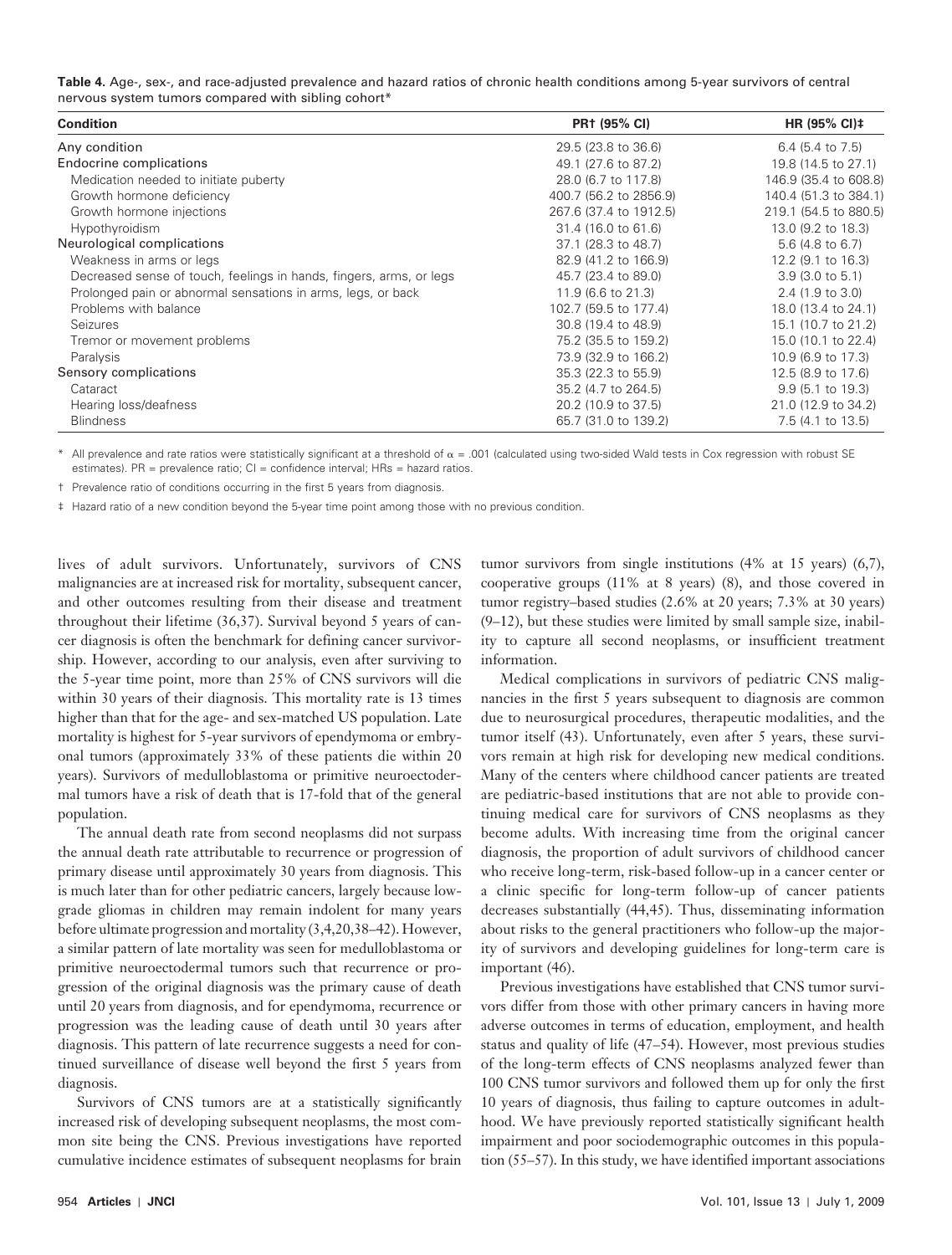**Table 4.** Age-, sex-, and race-adjusted prevalence and hazard ratios of chronic health conditions among 5-year survivors of central nervous system tumors compared with sibling cohort*

| Condition | PR† (95% CI) | HR (95% CI)‡ |
|---|---|---|
| Any condition | 29.5 (23.8 to 36.6) | 6.4 (5.4 to 7.5) |
| Endocrine complications | 49.1 (27.6 to 87.2) | 19.8 (14.5 to 27.1) |
| Medication needed to initiate puberty | 28.0 (6.7 to 117.8) | 146.9 (35.4 to 608.8) |
| Growth hormone deficiency | 400.7 (56.2 to 2856.9) | 140.4 (51.3 to 384.1) |
| Growth hormone injections | 267.6 (37.4 to 1912.5) | 219.1 (54.5 to 880.5) |
| Hypothyroidism | 31.4 (16.0 to 61.6) | 13.0 (9.2 to 18.3) |
| Neurological complications | 37.1 (28.3 to 48.7) | 5.6 (4.8 to 6.7) |
| Weakness in arms or legs | 82.9 (41.2 to 166.9) | 12.2 (9.1 to 16.3) |
| Decreased sense of touch, feelings in hands, fingers, arms, or legs | 45.7 (23.4 to 89.0) | 3.9 (3.0 to 5.1) |
| Prolonged pain or abnormal sensations in arms, legs, or back | 11.9 (6.6 to 21.3) | 2.4 (1.9 to 3.0) |
| Problems with balance | 102.7 (59.5 to 177.4) | 18.0 (13.4 to 24.1) |
| Seizures | 30.8 (19.4 to 48.9) | 15.1 (10.7 to 21.2) |
| Tremor or movement problems | 75.2 (35.5 to 159.2) | 15.0 (10.1 to 22.4) |
| Paralysis | 73.9 (32.9 to 166.2) | 10.9 (6.9 to 17.3) |
| Sensory complications | 35.3 (22.3 to 55.9) | 12.5 (8.9 to 17.6) |
| Cataract | 35.2 (4.7 to 264.5) | 9.9 (5.1 to 19.3) |
| Hearing loss/deafness | 20.2 (10.9 to 37.5) | 21.0 (12.9 to 34.2) |
| Blindness | 65.7 (31.0 to 139.2) | 7.5 (4.1 to 13.5) |

\* All prevalence and rate ratios were statistically significant at a threshold of $\alpha = .001$ (calculated using two-sided Wald tests in Cox regression with robust SE estimates). PR = prevalence ratio; CI = confidence interval; HRs = hazard ratios.

† Prevalence ratio of conditions occurring in the first 5 years from diagnosis.

‡ Hazard ratio of a new condition beyond the 5-year time point among those with no previous condition.

lives of adult survivors. Unfortunately, survivors of CNS malignancies are at increased risk for mortality, subsequent cancer, and other outcomes resulting from their disease and treatment throughout their lifetime (36,37). Survival beyond 5 years of cancer diagnosis is often the benchmark for defining cancer survivorship. However, according to our analysis, even after surviving to the 5-year time point, more than 25% of CNS survivors will die within 30 years of their diagnosis. This mortality rate is 13 times higher than that for the age- and sex-matched US population. Late mortality is highest for 5-year survivors of ependymoma or embryonal tumors (approximately 33% of these patients die within 20 years). Survivors of medulloblastoma or primitive neuroectodermal tumors have a risk of death that is 17-fold that of the general population.

The annual death rate from second neoplasms did not surpass the annual death rate attributable to recurrence or progression of primary disease until approximately 30 years from diagnosis. This is much later than for other pediatric cancers, largely because low-grade gliomas in children may remain indolent for many years before ultimate progression and mortality (3,4,20,38–42). However, a similar pattern of late mortality was seen for medulloblastoma or primitive neuroectodermal tumors such that recurrence or progression of the original diagnosis was the primary cause of death until 20 years from diagnosis, and for ependymoma, recurrence or progression was the leading cause of death until 30 years after diagnosis. This pattern of late recurrence suggests a need for continued surveillance of disease well beyond the first 5 years from diagnosis.

Survivors of CNS tumors are at a statistically significantly increased risk of developing subsequent neoplasms, the most common site being the CNS. Previous investigations have reported cumulative incidence estimates of subsequent neoplasms for brain tumor survivors from single institutions (4% at 15 years) (6,7), cooperative groups (11% at 8 years) (8), and those covered in tumor registry–based studies (2.6% at 20 years; 7.3% at 30 years) (9–12), but these studies were limited by small sample size, inability to capture all second neoplasms, or insufficient treatment information.

Medical complications in survivors of pediatric CNS malignancies in the first 5 years subsequent to diagnosis are common due to neurosurgical procedures, therapeutic modalities, and the tumor itself (43). Unfortunately, even after 5 years, these survivors remain at high risk for developing new medical conditions. Many of the centers where childhood cancer patients are treated are pediatric-based institutions that are not able to provide continuing medical care for survivors of CNS neoplasms as they become adults. With increasing time from the original cancer diagnosis, the proportion of adult survivors of childhood cancer who receive long-term, risk-based follow-up in a cancer center or a clinic specific for long-term follow-up of cancer patients decreases substantially (44,45). Thus, disseminating information about risks to the general practitioners who follow-up the majority of survivors and developing guidelines for long-term care is important (46).

Previous investigations have established that CNS tumor survivors differ from those with other primary cancers in having more adverse outcomes in terms of education, employment, and health status and quality of life (47–54). However, most previous studies of the long-term effects of CNS neoplasms analyzed fewer than 100 CNS tumor survivors and followed them up for only the first 10 years of diagnosis, thus failing to capture outcomes in adulthood. We have previously reported statistically significant health impairment and poor sociodemographic outcomes in this population (55–57). In this study, we have identified important associations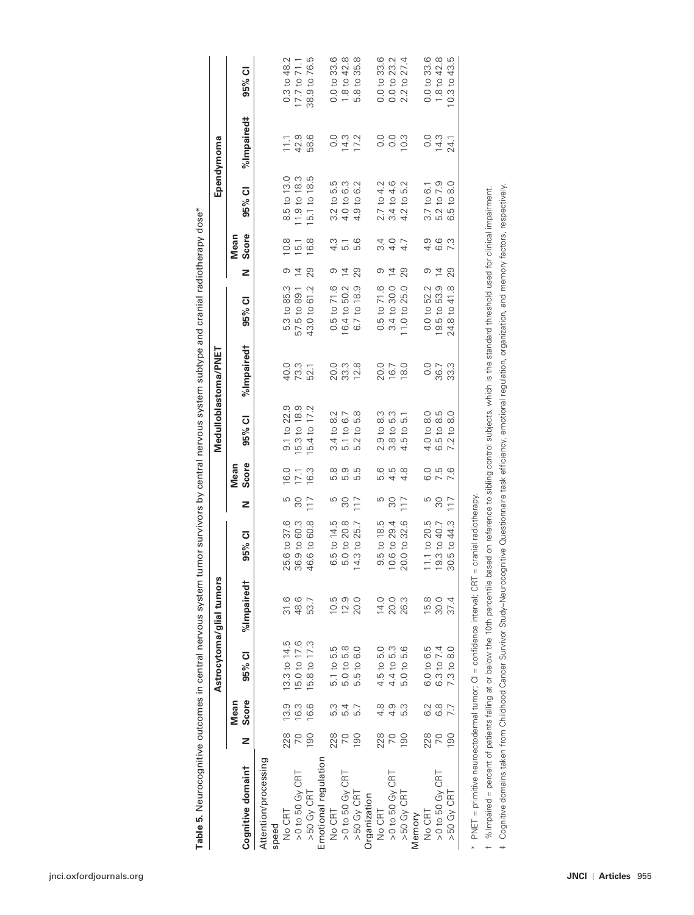**Table 5.** Neurocognitive outcomes in central nervous system tumor survivors by central nervous system subtype and cranial radiotherapy dose*

| Cognitive domain‡ | Astrocytoma/glial tumors | | | | | Medulloblastoma/PNET | | | | | Ependymoma | | | | |
|---|---|---|---|---|---|---|---|---|---|---|---|---|---|---|---|
| | N | Mean Score | 95% CI | %Impaired† | 95% CI | N | Mean Score | 95% CI | %Impaired† | 95% CI | N | Mean Score | 95% CI | %Impaired‡ | 95% CI |
| Attention/processing speed | | | | | | | | | | | | | | | |
| No CRT | 228 | 13.9 | 13.3 to 14.5 | 31.6 | 25.6 to 37.6 | 5 | 16.0 | 9.1 to 22.9 | 40.0 | 5.3 to 85.3 | 9 | 10.8 | 8.5 to 13.0 | 11.1 | 0.3 to 48.2 |
| >0 to 50 Gy CRT | 70 | 16.3 | 15.0 to 17.6 | 48.6 | 36.9 to 60.3 | 30 | 17.1 | 15.3 to 18.9 | 73.3 | 57.5 to 89.1 | 14 | 15.1 | 11.9 to 18.3 | 42.9 | 17.7 to 71.1 |
| >50 Gy CRT | 190 | 16.6 | 15.8 to 17.3 | 53.7 | 46.6 to 60.8 | 117 | 16.3 | 15.4 to 17.2 | 52.1 | 43.0 to 61.2 | 29 | 16.8 | 15.1 to 18.5 | 58.6 | 38.9 to 76.5 |
| Emotional regulation | | | | | | | | | | | | | | | |
| No CRT | 228 | 5.3 | 5.1 to 5.5 | 10.5 | 6.5 to 14.5 | 5 | 5.8 | 3.4 to 8.2 | 20.0 | 0.5 to 71.6 | 9 | 4.3 | 3.2 to 5.5 | 0.0 | 0.0 to 33.6 |
| >0 to 50 Gy CRT | 70 | 5.4 | 5.0 to 5.8 | 12.9 | 5.0 to 20.8 | 30 | 5.9 | 5.1 to 6.7 | 33.3 | 16.4 to 50.2 | 14 | 5.1 | 4.0 to 6.3 | 14.3 | 1.8 to 42.8 |
| >50 Gy CRT | 190 | 5.7 | 5.5 to 6.0 | 20.0 | 14.3 to 25.7 | 117 | 5.5 | 5.2 to 5.8 | 12.8 | 6.7 to 18.9 | 29 | 5.6 | 4.9 to 6.2 | 17.2 | 5.8 to 35.8 |
| Organization | | | | | | | | | | | | | | | |
| No CRT | 228 | 4.8 | 4.5 to 5.0 | 14.0 | 9.5 to 18.5 | 5 | 5.6 | 2.9 to 8.3 | 20.0 | 0.5 to 71.6 | 9 | 3.4 | 2.7 to 4.2 | 0.0 | 0.0 to 33.6 |
| >0 to 50 Gy CRT | 70 | 4.9 | 4.4 to 5.3 | 20.0 | 10.6 to 29.4 | 30 | 4.5 | 3.8 to 5.3 | 16.7 | 3.4 to 30.0 | 14 | 4.0 | 3.4 to 4.6 | 0.0 | 0.0 to 23.2 |
| >50 Gy CRT | 190 | 5.3 | 5.0 to 5.6 | 26.3 | 20.0 to 32.6 | 117 | 4.8 | 4.5 to 5.1 | 18.0 | 11.0 to 25.0 | 29 | 4.7 | 4.2 to 5.2 | 10.3 | 2.2 to 27.4 |
| Memory | | | | | | | | | | | | | | | |
| No CRT | 228 | 6.2 | 6.0 to 6.5 | 15.8 | 11.1 to 20.5 | 5 | 6.0 | 4.0 to 8.0 | 0.0 | 0.0 to 52.2 | 9 | 4.9 | 3.7 to 6.1 | 0.0 | 0.0 to 33.6 |
| >0 to 50 Gy CRT | 70 | 6.8 | 6.3 to 7.4 | 30.0 | 19.3 to 40.7 | 30 | 7.5 | 6.5 to 8.5 | 36.7 | 19.5 to 53.9 | 14 | 6.6 | 5.2 to 7.9 | 14.3 | 1.8 to 42.8 |
| >50 Gy CRT | 190 | 7.7 | 7.3 to 8.0 | 37.4 | 30.5 to 44.3 | 117 | 7.6 | 7.2 to 8.0 | 33.3 | 24.8 to 41.8 | 29 | 7.3 | 6.5 to 8.0 | 24.1 | 10.3 to 43.5 |

\* PNET = primitive neuroectodermal tumor; CI = confidence interval; CRT = cranial radiotherapy.

† %Impaired = percent of patients falling at or below the 10th percentile based on reference to sibling control subjects, which is the standard threshold used for clinical impairment.

‡ Cognitive domains taken from Childhood Cancer Survivor Study–Neurocognitive Questionnaire task efficiency, emotional regulation, organization, and memory factors, respectively.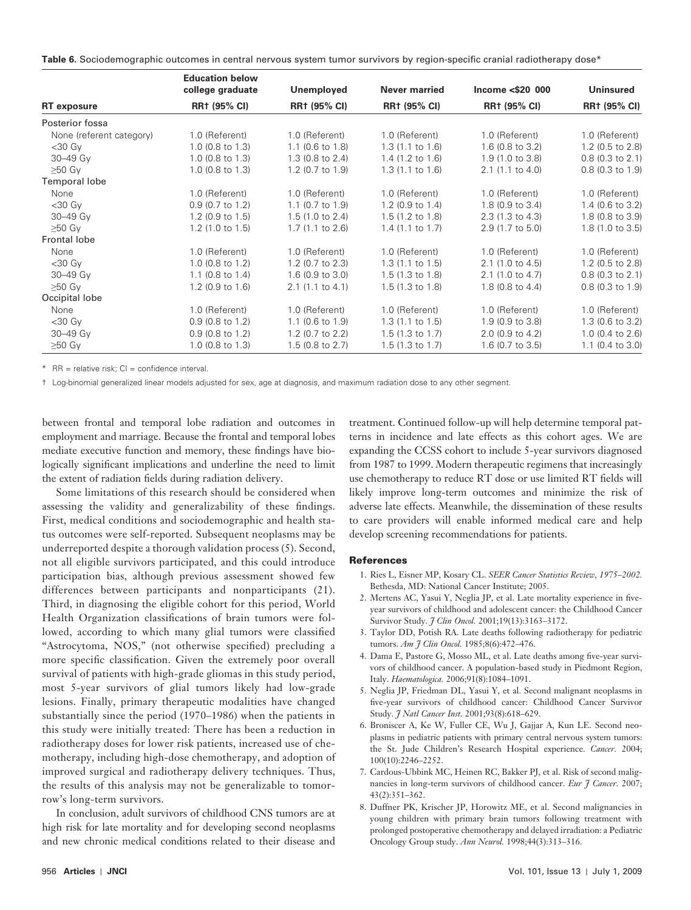**Table 6.** Sociodemographic outcomes in central nervous system tumor survivors by region-specific cranial radiotherapy dose*

| RT exposure | Education below college graduate RR† (95% CI) | Unemployed RR† (95% CI) | Never married RR† (95% CI) | Income <$20 000 RR† (95% CI) | Uninsured RR† (95% CI) |
|---|---|---|---|---|---|
| Posterior fossa | | | | | |
| None (referent category) | 1.0 (Referent) | 1.0 (Referent) | 1.0 (Referent) | 1.0 (Referent) | 1.0 (Referent) |
| <30 Gy | 1.0 (0.8 to 1.3) | 1.1 (0.6 to 1.8) | 1.3 (1.1 to 1.6) | 1.6 (0.8 to 3.2) | 1.2 (0.5 to 2.8) |
| 30–49 Gy | 1.0 (0.8 to 1.3) | 1.3 (0.8 to 2.4) | 1.4 (1.2 to 1.6) | 1.9 (1.0 to 3.8) | 0.8 (0.3 to 2.1) |
| ≥50 Gy | 1.0 (0.8 to 1.3) | 1.2 (0.7 to 1.9) | 1.3 (1.1 to 1.6) | 2.1 (1.1 to 4.0) | 0.8 (0.3 to 1.9) |
| Temporal lobe | | | | | |
| None | 1.0 (Referent) | 1.0 (Referent) | 1.0 (Referent) | 1.0 (Referent) | 1.0 (Referent) |
| <30 Gy | 0.9 (0.7 to 1.2) | 1.1 (0.7 to 1.9) | 1.2 (0.9 to 1.4) | 1.8 (0.9 to 3.4) | 1.4 (0.6 to 3.2) |
| 30–49 Gy | 1.2 (0.9 to 1.5) | 1.5 (1.0 to 2.4) | 1.5 (1.2 to 1.8) | 2.3 (1.3 to 4.3) | 1.8 (0.8 to 3.9) |
| ≥50 Gy | 1.2 (1.0 to 1.5) | 1.7 (1.1 to 2.6) | 1.4 (1.1 to 1.7) | 2.9 (1.7 to 5.0) | 1.8 (1.0 to 3.5) |
| Frontal lobe | | | | | |
| None | 1.0 (Referent) | 1.0 (Referent) | 1.0 (Referent) | 1.0 (Referent) | 1.0 (Referent) |
| <30 Gy | 1.0 (0.8 to 1.2) | 1.2 (0.7 to 2.3) | 1.3 (1.1 to 1.5) | 2.1 (1.0 to 4.5) | 1.2 (0.5 to 2.8) |
| 30–49 Gy | 1.1 (0.8 to 1.4) | 1.6 (0.9 to 3.0) | 1.5 (1.3 to 1.8) | 2.1 (1.0 to 4.7) | 0.8 (0.3 to 2.1) |
| ≥50 Gy | 1.2 (0.9 to 1.6) | 2.1 (1.1 to 4.1) | 1.5 (1.3 to 1.8) | 1.8 (0.8 to 4.4) | 0.8 (0.3 to 1.9) |
| Occipital lobe | | | | | |
| None | 1.0 (Referent) | 1.0 (Referent) | 1.0 (Referent) | 1.0 (Referent) | 1.0 (Referent) |
| <30 Gy | 0.9 (0.8 to 1.2) | 1.1 (0.6 to 1.9) | 1.3 (1.1 to 1.5) | 1.9 (0.9 to 3.8) | 1.3 (0.6 to 3.2) |
| 30–49 Gy | 0.9 (0.8 to 1.2) | 1.2 (0.7 to 2.2) | 1.5 (1.3 to 1.7) | 2.0 (0.9 to 4.2) | 1.0 (0.4 to 2.6) |
| ≥50 Gy | 1.0 (0.8 to 1.3) | 1.5 (0.8 to 2.7) | 1.5 (1.3 to 1.7) | 1.6 (0.7 to 3.5) | 1.1 (0.4 to 3.0) |

\* RR = relative risk; CI = confidence interval.

† Log-binomial generalized linear models adjusted for sex, age at diagnosis, and maximum radiation dose to any other segment.

between frontal and temporal lobe radiation and outcomes in employment and marriage. Because the frontal and temporal lobes mediate executive function and memory, these findings have biologically significant implications and underline the need to limit the extent of radiation fields during radiation delivery.

Some limitations of this research should be considered when assessing the validity and generalizability of these findings. First, medical conditions and sociodemographic and health status outcomes were self-reported. Subsequent neoplasms may be underreported despite a thorough validation process (5). Second, not all eligible survivors participated, and this could introduce participation bias, although previous assessment showed few differences between participants and nonparticipants (21). Third, in diagnosing the eligible cohort for this period, World Health Organization classifications of brain tumors were followed, according to which many glial tumors were classified "Astrocytoma, NOS," (not otherwise specified) precluding a more specific classification. Given the extremely poor overall survival of patients with high-grade gliomas in this study period, most 5-year survivors of glial tumors likely had low-grade lesions. Finally, primary therapeutic modalities have changed substantially since the period (1970–1986) when the patients in this study were initially treated: There has been a reduction in radiotherapy doses for lower risk patients, increased use of chemotherapy, including high-dose chemotherapy, and adoption of improved surgical and radiotherapy delivery techniques. Thus, the results of this analysis may not be generalizable to tomorrow's long-term survivors.

In conclusion, adult survivors of childhood CNS tumors are at high risk for late mortality and for developing second neoplasms and new chronic medical conditions related to their disease and treatment. Continued follow-up will help determine temporal patterns in incidence and late effects as this cohort ages. We are expanding the CCSS cohort to include 5-year survivors diagnosed from 1987 to 1999. Modern therapeutic regimens that increasingly use chemotherapy to reduce RT dose or use limited RT fields will likely improve long-term outcomes and minimize the risk of adverse late effects. Meanwhile, the dissemination of these results to care providers will enable informed medical care and help develop screening recommendations for patients.

## References

1. Ries L, Eisner MP, Kosary CL. *SEER Cancer Statistics Review, 1975–2002.* Bethesda, MD: National Cancer Institute; 2005.
2. Mertens AC, Yasui Y, Neglia JP, et al. Late mortality experience in five-year survivors of childhood and adolescent cancer: the Childhood Cancer Survivor Study. *J Clin Oncol.* 2001;19(13):3163–3172.
3. Taylor DD, Potish RA. Late deaths following radiotherapy for pediatric tumors. *Am J Clin Oncol.* 1985;8(6):472–476.
4. Dama E, Pastore G, Mosso ML, et al. Late deaths among five-year survivors of childhood cancer. A population-based study in Piedmont Region, Italy. *Haematologica.* 2006;91(8):1084–1091.
5. Neglia JP, Friedman DL, Yasui Y, et al. Second malignant neoplasms in five-year survivors of childhood cancer: Childhood Cancer Survivor Study. *J Natl Cancer Inst.* 2001;93(8):618–629.
6. Broniscer A, Ke W, Fuller CE, Wu J, Gajjar A, Kun LE. Second neoplasms in pediatric patients with primary central nervous system tumors: the St. Jude Children's Research Hospital experience. *Cancer.* 2004; 100(10):2246–2252.
7. Cardous-Ubbink MC, Heinen RC, Bakker PJ, et al. Risk of second malignancies in long-term survivors of childhood cancer. *Eur J Cancer.* 2007; 43(2):351–362.
8. Duffner PK, Krischer JP, Horowitz ME, et al. Second malignancies in young children with primary brain tumors following treatment with prolonged postoperative chemotherapy and delayed irradiation: a Pediatric Oncology Group study. *Ann Neurol.* 1998;44(3):313–316.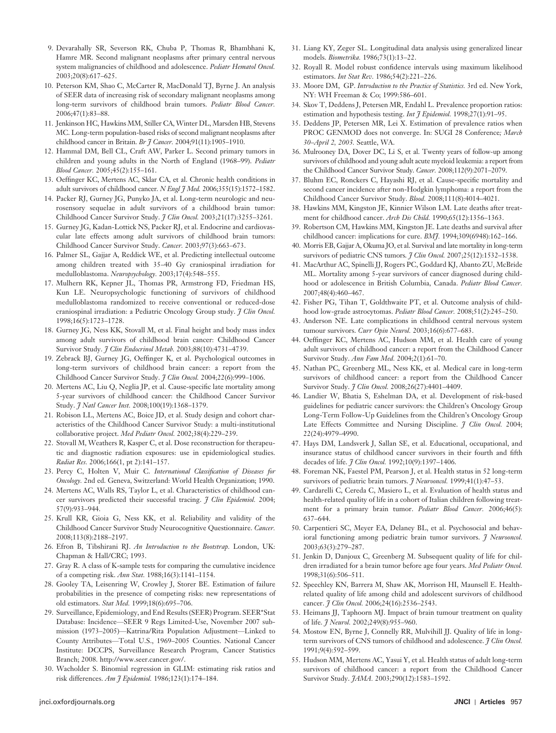9. Devarahally SR, Severson RK, Chuba P, Thomas R, Bhambhani K, Hamre MR. Second malignant neoplasms after primary central nervous system malignancies of childhood and adolescence. *Pediatr Hematol Oncol.* 2003;20(8):617–625.
10. Peterson KM, Shao C, McCarter R, MacDonald TJ, Byrne J. An analysis of SEER data of increasing risk of secondary malignant neoplasms among long-term survivors of childhood brain tumors. *Pediatr Blood Cancer.* 2006;47(1):83–88.
11. Jenkinson HC, Hawkins MM, Stiller CA, Winter DL, Marsden HB, Stevens MC. Long-term population-based risks of second malignant neoplasms after childhood cancer in Britain. *Br J Cancer.* 2004;91(11):1905–1910.
12. Hammal DM, Bell CL, Craft AW, Parker L. Second primary tumors in children and young adults in the North of England (1968–99). *Pediatr Blood Cancer.* 2005;45(2):155–161.
13. Oeffinger KC, Mertens AC, Sklar CA, et al. Chronic health conditions in adult survivors of childhood cancer. *N Engl J Med.* 2006;355(15):1572–1582.
14. Packer RJ, Gurney JG, Punyko JA, et al. Long-term neurologic and neurosensory sequelae in adult survivors of a childhood brain tumor: Childhood Cancer Survivor Study. *J Clin Oncol.* 2003;21(17):3255–3261.
15. Gurney JG, Kadan-Lottick NS, Packer RJ, et al. Endocrine and cardiovascular late effects among adult survivors of childhood brain tumors: Childhood Cancer Survivor Study. *Cancer.* 2003;97(3):663–673.
16. Palmer SL, Gajjar A, Reddick WE, et al. Predicting intellectual outcome among children treated with 35–40 Gy craniospinal irradiation for medulloblastoma. *Neuropsychology.* 2003;17(4):548–555.
17. Mulhern RK, Kepner JL, Thomas PR, Armstrong FD, Friedman HS, Kun LE. Neuropsychologic functioning of survivors of childhood medulloblastoma randomized to receive conventional or reduced-dose craniospinal irradiation: a Pediatric Oncology Group study. *J Clin Oncol.* 1998;16(5):1723–1728.
18. Gurney JG, Ness KK, Stovall M, et al. Final height and body mass index among adult survivors of childhood brain cancer: Childhood Cancer Survivor Study. *J Clin Endocrinol Metab.* 2003;88(10):4731–4739.
19. Zebrack BJ, Gurney JG, Oeffinger K, et al. Psychological outcomes in long-term survivors of childhood brain cancer: a report from the Childhood Cancer Survivor Study. *J Clin Oncol.* 2004;22(6):999–1006.
20. Mertens AC, Liu Q, Neglia JP, et al. Cause-specific late mortality among 5-year survivors of childhood cancer: the Childhood Cancer Survivor Study. *J Natl Cancer Inst.* 2008;100(19):1368–1379.
21. Robison LL, Mertens AC, Boice JD, et al. Study design and cohort characteristics of the Childhood Cancer Survivor Study: a multi-institutional collaborative project. *Med Pediatr Oncol.* 2002;38(4):229–239.
22. Stovall M, Weathers R, Kasper C, et al. Dose reconstruction for therapeutic and diagnostic radiation exposures: use in epidemiological studies. *Radiat Res.* 2006;166(1, pt 2):141–157.
23. Percy C, Holten V, Muir C. *International Classification of Diseases for Oncology.* 2nd ed. Geneva, Switzerland: World Health Organization; 1990.
24. Mertens AC, Walls RS, Taylor L, et al. Characteristics of childhood cancer survivors predicted their successful tracing. *J Clin Epidemiol.* 2004; 57(9):933–944.
25. Krull KR, Gioia G, Ness KK, et al. Reliability and validity of the Childhood Cancer Survivor Study Neurocognitive Questionnaire. *Cancer.* 2008;113(8):2188–2197.
26. Efron B, Tibshirani RJ. *An Introduction to the Bootstrap.* London, UK: Chapman & Hall/CRC; 1993.
27. Gray R. A class of K-sample tests for comparing the cumulative incidence of a competing risk. *Ann Stat.* 1988;16(3):1141–1154.
28. Gooley TA, Leisenring W, Crowley J, Storer BE. Estimation of failure probabilities in the presence of competing risks: new representations of old estimators. *Stat Med.* 1999;18(6):695–706.
29. Surveillance, Epidemiology, and End Results (SEER) Program. SEER*Stat Database: Incidence—SEER 9 Regs Limited-Use, November 2007 submission (1973–2005)—Katrina/Rita Population Adjustment—Linked to County Attributes—Total U.S., 1969–2005 Counties. National Cancer Institute: DCCPS, Surveillance Research Program, Cancer Statistics Branch; 2008. http://www.seer.cancer.gov/.
30. Wacholder S. Binomial regression in GLIM: estimating risk ratios and risk differences. *Am J Epidemiol.* 1986;123(1):174–184.
31. Liang KY, Zeger SL. Longitudinal data analysis using generalized linear models. *Biometrika.* 1986;73(1):13–22.
32. Royall R. Model robust confidence intervals using maximum likelihood estimators. *Int Stat Rev.* 1986;54(2):221–226.
33. Moore DM, GP. *Introduction to the Practice of Statistics.* 3rd ed. New York, NY: WH Freeman & Co; 1999:586–601.
34. Skov T, Deddens J, Petersen MR, Endahl L. Prevalence proportion ratios: estimation and hypothesis testing. *Int J Epidemiol.* 1998;27(1):91–95.
35. Deddens JP, Petersen MR, Lei X. Estimation of prevalence ratios when PROC GENMOD does not converge. In: SUGI 28 Conference*; March 30–April 2, 2003.* Seattle, WA.
36. Mulrooney DA, Dover DC, Li S, et al. Twenty years of follow-up among survivors of childhood and young adult acute myeloid leukemia: a report from the Childhood Cancer Survivor Study. *Cancer.* 2008;112(9):2071–2079.
37. Bluhm EC, Ronckers C, Hayashi RJ, et al. Cause-specific mortality and second cancer incidence after non-Hodgkin lymphoma: a report from the Childhood Cancer Survivor Study. *Blood.* 2008;111(8):4014–4021.
38. Hawkins MM, Kingston JE, Kinnier Wilson LM. Late deaths after treatment for childhood cancer. *Arch Dis Child.* 1990;65(12):1356–1363.
39. Robertson CM, Hawkins MM, Kingston JE. Late deaths and survival after childhood cancer: implications for cure. *BMJ.* 1994;309(6948):162–166.
40. Morris EB, Gajjar A, Okuma JO, et al. Survival and late mortality in long-term survivors of pediatric CNS tumors. *J Clin Oncol.* 2007;25(12):1532–1538.
41. MacArthur AC, Spinelli JJ, Rogers PC, Goddard KJ, Abanto ZU, McBride ML. Mortality among 5-year survivors of cancer diagnosed during childhood or adolescence in British Columbia, Canada. *Pediatr Blood Cancer.* 2007;48(4):460–467.
42. Fisher PG, Tihan T, Goldthwaite PT, et al. Outcome analysis of childhood low-grade astrocytomas. *Pediatr Blood Cancer.* 2008;51(2):245–250.
43. Anderson NE. Late complications in childhood central nervous system tumour survivors. *Curr Opin Neurol.* 2003;16(6):677–683.
44. Oeffinger KC, Mertens AC, Hudson MM, et al. Health care of young adult survivors of childhood cancer: a report from the Childhood Cancer Survivor Study. *Ann Fam Med.* 2004;2(1):61–70.
45. Nathan PC, Greenberg ML, Ness KK, et al. Medical care in long-term survivors of childhood cancer: a report from the Childhood Cancer Survivor Study. *J Clin Oncol.* 2008;26(27):4401–4409.
46. Landier W, Bhatia S, Eshelman DA, et al. Development of risk-based guidelines for pediatric cancer survivors: the Children's Oncology Group Long-Term Follow-Up Guidelines from the Children's Oncology Group Late Effects Committee and Nursing Discipline. *J Clin Oncol.* 2004; 22(24):4979–4990.
47. Hays DM, Landsverk J, Sallan SE, et al. Educational, occupational, and insurance status of childhood cancer survivors in their fourth and fifth decades of life. *J Clin Oncol.* 1992;10(9):1397–1406.
48. Foreman NK, Faestel PM, Pearson J, et al. Health status in 52 long-term survivors of pediatric brain tumors. *J Neurooncol.* 1999;41(1):47–53.
49. Cardarelli C, Cereda C, Masiero L, et al. Evaluation of health status and health-related quality of life in a cohort of Italian children following treatment for a primary brain tumor. *Pediatr Blood Cancer.* 2006;46(5): 637–644.
50. Carpentieri SC, Meyer EA, Delaney BL, et al. Psychosocial and behavioral functioning among pediatric brain tumor survivors. *J Neurooncol.* 2003;63(3):279–287.
51. Jenkin D, Danjoux C, Greenberg M. Subsequent quality of life for children irradiated for a brain tumor before age four years. *Med Pediatr Oncol.* 1998;31(6):506–511.
52. Speechley KN, Barrera M, Shaw AK, Morrison HI, Maunsell E. Health-related quality of life among child and adolescent survivors of childhood cancer. *J Clin Oncol.* 2006;24(16):2536–2543.
53. Heimans JJ, Taphoorn MJ. Impact of brain tumour treatment on quality of life. *J Neurol.* 2002;249(8):955–960.
54. Mostow EN, Byrne J, Connelly RR, Mulvihill JJ. Quality of life in long-term survivors of CNS tumors of childhood and adolescence. *J Clin Oncol.* 1991;9(4):592–599.
55. Hudson MM, Mertens AC, Yasui Y, et al. Health status of adult long-term survivors of childhood cancer: a report from the Childhood Cancer Survivor Study. *JAMA.* 2003;290(12):1583–1592.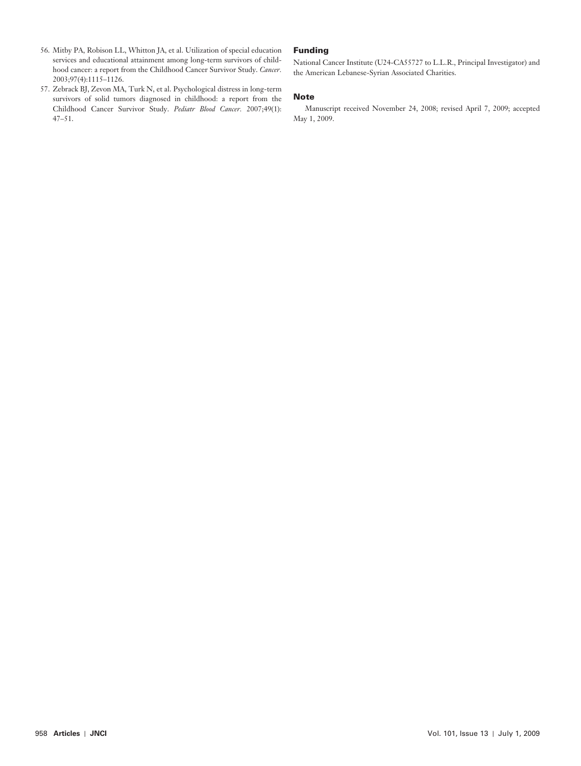56. Mitby PA, Robison LL, Whitton JA, et al. Utilization of special education services and educational attainment among long-term survivors of childhood cancer: a report from the Childhood Cancer Survivor Study. *Cancer.* 2003;97(4):1115–1126.
57. Zebrack BJ, Zevon MA, Turk N, et al. Psychological distress in long-term survivors of solid tumors diagnosed in childhood: a report from the Childhood Cancer Survivor Study. *Pediatr Blood Cancer.* 2007;49(1):47–51.

## Funding

National Cancer Institute (U24-CA55727 to L.L.R., Principal Investigator) and the American Lebanese-Syrian Associated Charities.

## Note

Manuscript received November 24, 2008; revised April 7, 2009; accepted May 1, 2009.